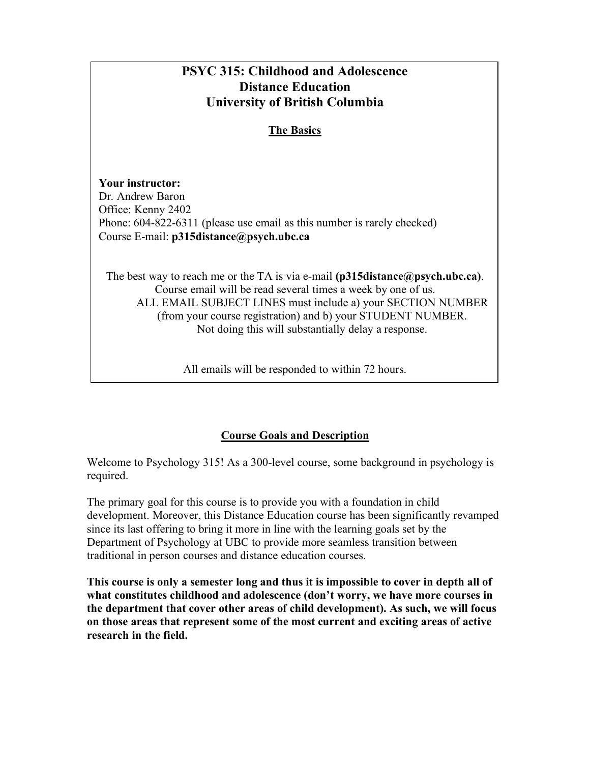# PSYC 315: Childhood and Adolescence
# Distance Education
# University of British Columbia

## The Basics

**Your instructor:**
Dr. Andrew Baron
Office: Kenny 2402
Phone: 604-822-6311 (please use email as this number is rarely checked)
Course E-mail: **p315distance@psych.ubc.ca**

The best way to reach me or the TA is via e-mail **(p315distance@psych.ubc.ca)**. Course email will be read several times a week by one of us. ALL EMAIL SUBJECT LINES must include a) your SECTION NUMBER (from your course registration) and b) your STUDENT NUMBER. Not doing this will substantially delay a response.

All emails will be responded to within 72 hours.

## Course Goals and Description

Welcome to Psychology 315! As a 300-level course, some background in psychology is required.

The primary goal for this course is to provide you with a foundation in child development. Moreover, this Distance Education course has been significantly revamped since its last offering to bring it more in line with the learning goals set by the Department of Psychology at UBC to provide more seamless transition between traditional in person courses and distance education courses.

**This course is only a semester long and thus it is impossible to cover in depth all of what constitutes childhood and adolescence (don't worry, we have more courses in the department that cover other areas of child development). As such, we will focus on those areas that represent some of the most current and exciting areas of active research in the field.**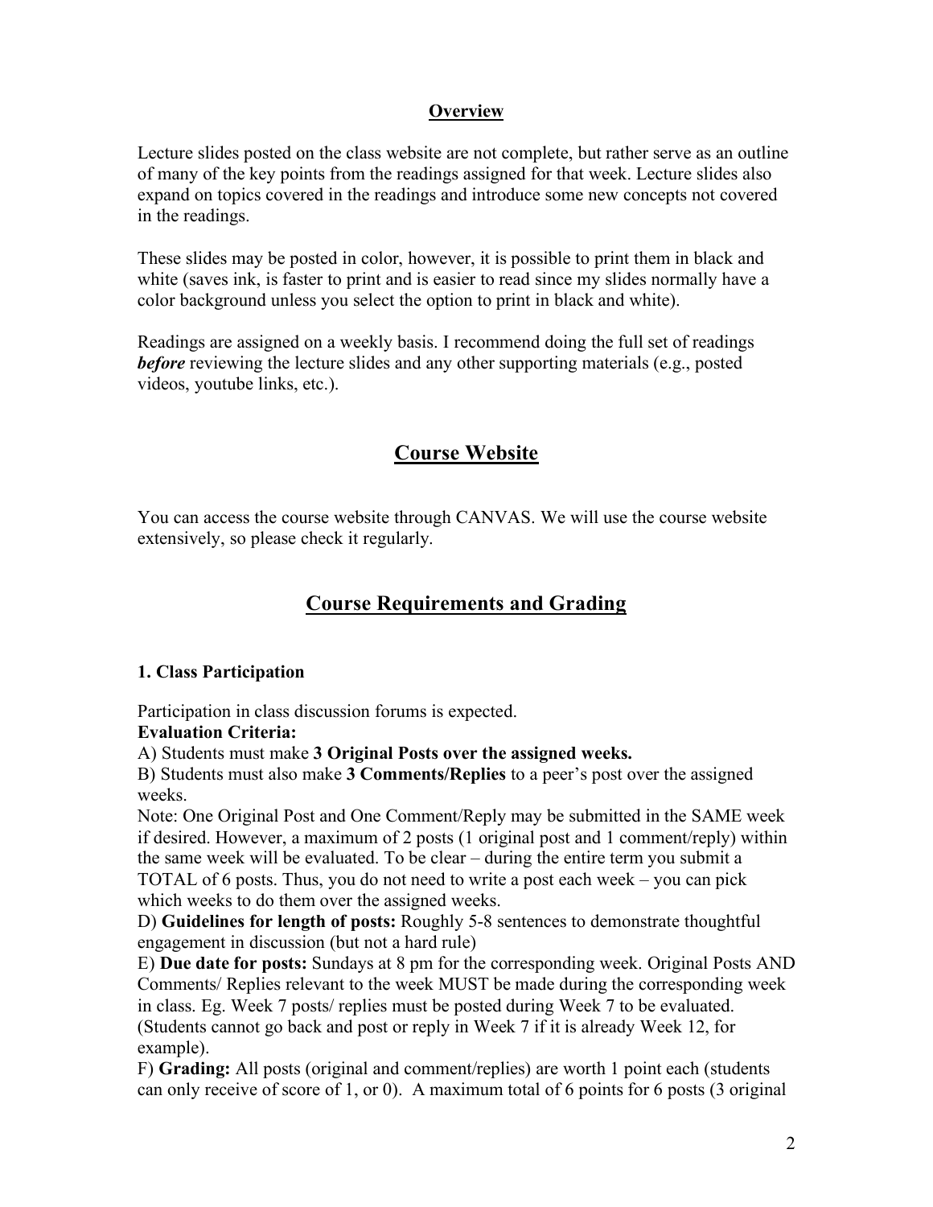## Overview

Lecture slides posted on the class website are not complete, but rather serve as an outline of many of the key points from the readings assigned for that week. Lecture slides also expand on topics covered in the readings and introduce some new concepts not covered in the readings.

These slides may be posted in color, however, it is possible to print them in black and white (saves ink, is faster to print and is easier to read since my slides normally have a color background unless you select the option to print in black and white).

Readings are assigned on a weekly basis. I recommend doing the full set of readings ***before*** reviewing the lecture slides and any other supporting materials (e.g., posted videos, youtube links, etc.).

# Course Website

You can access the course website through CANVAS. We will use the course website extensively, so please check it regularly.

# Course Requirements and Grading

### 1. Class Participation

Participation in class discussion forums is expected.

**Evaluation Criteria:**

A) Students must make **3 Original Posts over the assigned weeks.**

B) Students must also make **3 Comments/Replies** to a peer's post over the assigned weeks.

Note: One Original Post and One Comment/Reply may be submitted in the SAME week if desired. However, a maximum of 2 posts (1 original post and 1 comment/reply) within the same week will be evaluated. To be clear – during the entire term you submit a TOTAL of 6 posts. Thus, you do not need to write a post each week – you can pick which weeks to do them over the assigned weeks.

D) **Guidelines for length of posts:** Roughly 5-8 sentences to demonstrate thoughtful engagement in discussion (but not a hard rule)

E) **Due date for posts:** Sundays at 8 pm for the corresponding week. Original Posts AND Comments/ Replies relevant to the week MUST be made during the corresponding week in class. Eg. Week 7 posts/ replies must be posted during Week 7 to be evaluated. (Students cannot go back and post or reply in Week 7 if it is already Week 12, for example).

F) **Grading:** All posts (original and comment/replies) are worth 1 point each (students can only receive of score of 1, or 0). A maximum total of 6 points for 6 posts (3 original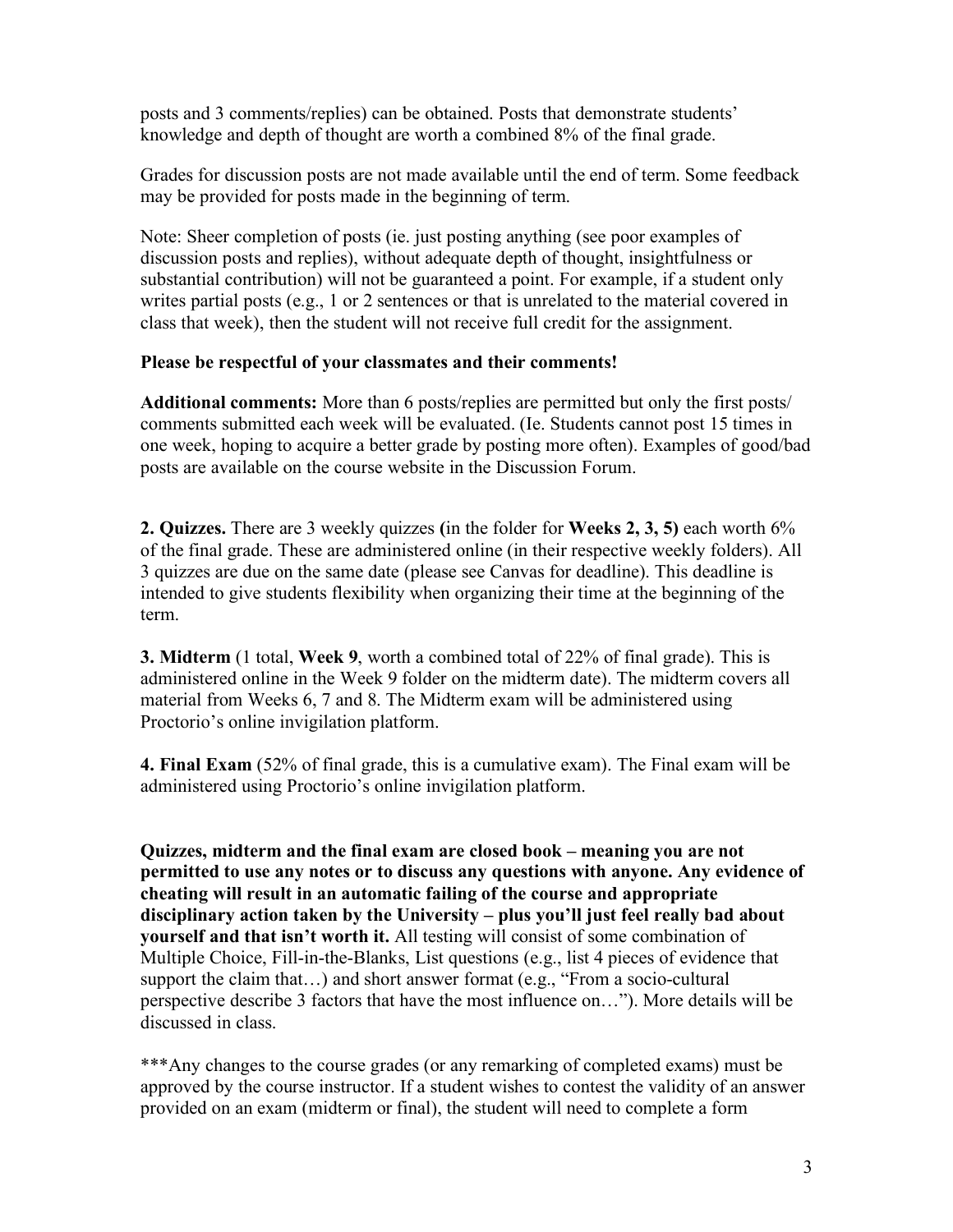posts and 3 comments/replies) can be obtained. Posts that demonstrate students' knowledge and depth of thought are worth a combined 8% of the final grade.

Grades for discussion posts are not made available until the end of term. Some feedback may be provided for posts made in the beginning of term.

Note: Sheer completion of posts (ie. just posting anything (see poor examples of discussion posts and replies), without adequate depth of thought, insightfulness or substantial contribution) will not be guaranteed a point. For example, if a student only writes partial posts (e.g., 1 or 2 sentences or that is unrelated to the material covered in class that week), then the student will not receive full credit for the assignment.

**Please be respectful of your classmates and their comments!**

**Additional comments:** More than 6 posts/replies are permitted but only the first posts/ comments submitted each week will be evaluated. (Ie. Students cannot post 15 times in one week, hoping to acquire a better grade by posting more often). Examples of good/bad posts are available on the course website in the Discussion Forum.

**2. Quizzes.** There are 3 weekly quizzes **(**in the folder for **Weeks 2, 3, 5)** each worth 6% of the final grade. These are administered online (in their respective weekly folders). All 3 quizzes are due on the same date (please see Canvas for deadline). This deadline is intended to give students flexibility when organizing their time at the beginning of the term.

**3. Midterm** (1 total, **Week 9**, worth a combined total of 22% of final grade). This is administered online in the Week 9 folder on the midterm date). The midterm covers all material from Weeks 6, 7 and 8. The Midterm exam will be administered using Proctorio's online invigilation platform.

**4. Final Exam** (52% of final grade, this is a cumulative exam). The Final exam will be administered using Proctorio's online invigilation platform.

**Quizzes, midterm and the final exam are closed book – meaning you are not permitted to use any notes or to discuss any questions with anyone. Any evidence of cheating will result in an automatic failing of the course and appropriate disciplinary action taken by the University – plus you'll just feel really bad about yourself and that isn't worth it.** All testing will consist of some combination of Multiple Choice, Fill-in-the-Blanks, List questions (e.g., list 4 pieces of evidence that support the claim that…) and short answer format (e.g., "From a socio-cultural perspective describe 3 factors that have the most influence on…"). More details will be discussed in class.

***Any changes to the course grades (or any remarking of completed exams) must be approved by the course instructor. If a student wishes to contest the validity of an answer provided on an exam (midterm or final), the student will need to complete a form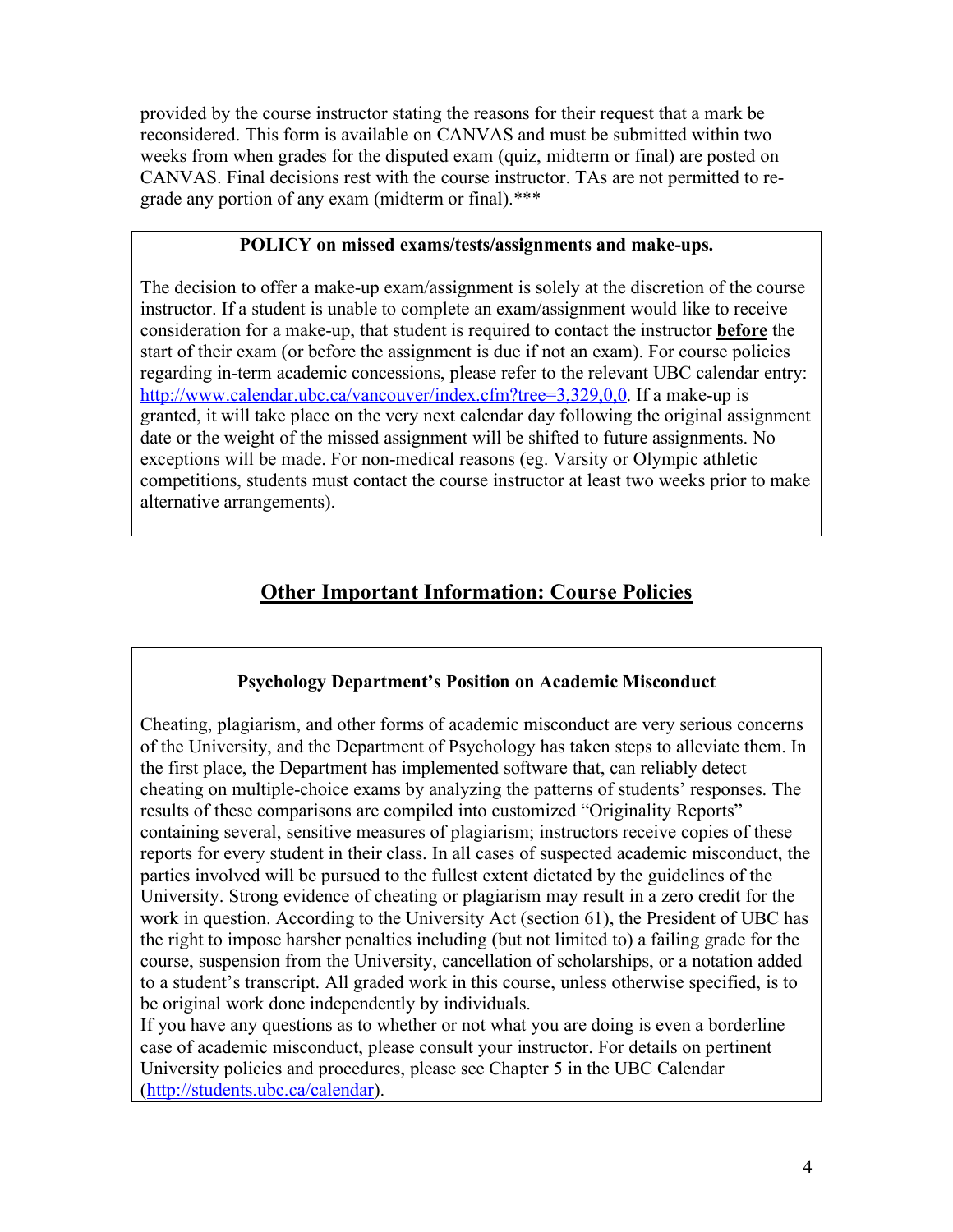provided by the course instructor stating the reasons for their request that a mark be reconsidered. This form is available on CANVAS and must be submitted within two weeks from when grades for the disputed exam (quiz, midterm or final) are posted on CANVAS. Final decisions rest with the course instructor. TAs are not permitted to re-grade any portion of any exam (midterm or final).***

**POLICY on missed exams/tests/assignments and make-ups.**

The decision to offer a make-up exam/assignment is solely at the discretion of the course instructor. If a student is unable to complete an exam/assignment would like to receive consideration for a make-up, that student is required to contact the instructor **before** the start of their exam (or before the assignment is due if not an exam). For course policies regarding in-term academic concessions, please refer to the relevant UBC calendar entry: [http://www.calendar.ubc.ca/vancouver/index.cfm?tree=3,329,0,0](http://www.calendar.ubc.ca/vancouver/index.cfm?tree=3,329,0,0). If a make-up is granted, it will take place on the very next calendar day following the original assignment date or the weight of the missed assignment will be shifted to future assignments. No exceptions will be made. For non-medical reasons (eg. Varsity or Olympic athletic competitions, students must contact the course instructor at least two weeks prior to make alternative arrangements).

## Other Important Information: Course Policies

**Psychology Department's Position on Academic Misconduct**

Cheating, plagiarism, and other forms of academic misconduct are very serious concerns of the University, and the Department of Psychology has taken steps to alleviate them. In the first place, the Department has implemented software that, can reliably detect cheating on multiple-choice exams by analyzing the patterns of students' responses. The results of these comparisons are compiled into customized "Originality Reports" containing several, sensitive measures of plagiarism; instructors receive copies of these reports for every student in their class. In all cases of suspected academic misconduct, the parties involved will be pursued to the fullest extent dictated by the guidelines of the University. Strong evidence of cheating or plagiarism may result in a zero credit for the work in question. According to the University Act (section 61), the President of UBC has the right to impose harsher penalties including (but not limited to) a failing grade for the course, suspension from the University, cancellation of scholarships, or a notation added to a student's transcript. All graded work in this course, unless otherwise specified, is to be original work done independently by individuals.

If you have any questions as to whether or not what you are doing is even a borderline case of academic misconduct, please consult your instructor. For details on pertinent University policies and procedures, please see Chapter 5 in the UBC Calendar ([http://students.ubc.ca/calendar](http://students.ubc.ca/calendar)).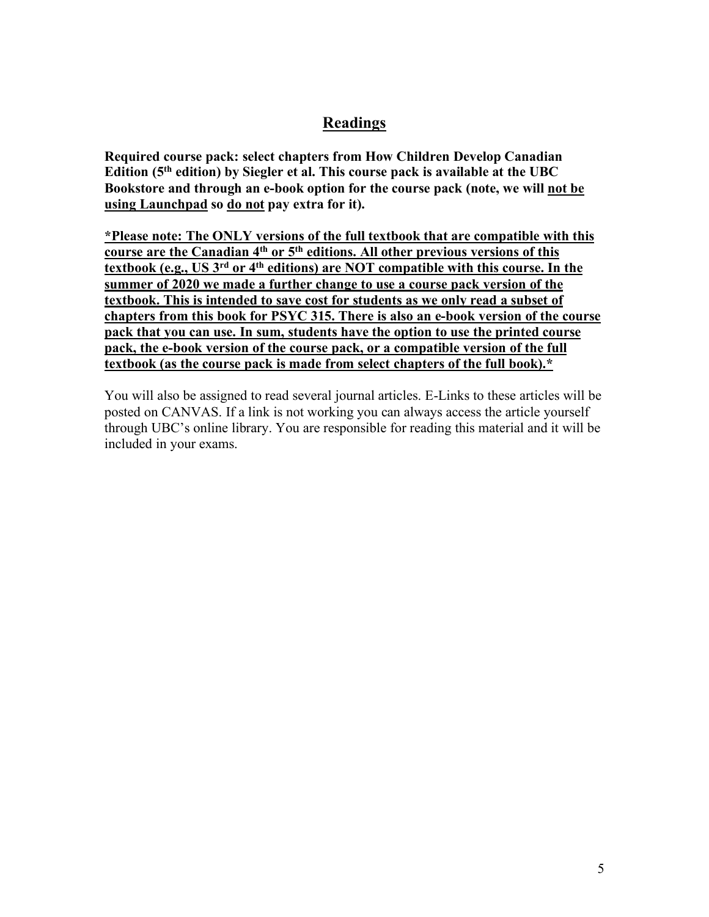## Readings

**Required course pack: select chapters from How Children Develop Canadian Edition (5th edition) by Siegler et al. This course pack is available at the UBC Bookstore and through an e-book option for the course pack (note, we will <u>not be using Launchpad</u> so <u>do not</u> pay extra for it).**

**<u>*Please note: The ONLY versions of the full textbook that are compatible with this course are the Canadian 4th or 5th editions. All other previous versions of this textbook (e.g., US 3rd or 4th editions) are NOT compatible with this course. In the summer of 2020 we made a further change to use a course pack version of the textbook. This is intended to save cost for students as we only read a subset of chapters from this book for PSYC 315. There is also an e-book version of the course pack that you can use. In sum, students have the option to use the printed course pack, the e-book version of the course pack, or a compatible version of the full textbook (as the course pack is made from select chapters of the full book).*</u>**

You will also be assigned to read several journal articles. E-Links to these articles will be posted on CANVAS. If a link is not working you can always access the article yourself through UBC's online library. You are responsible for reading this material and it will be included in your exams.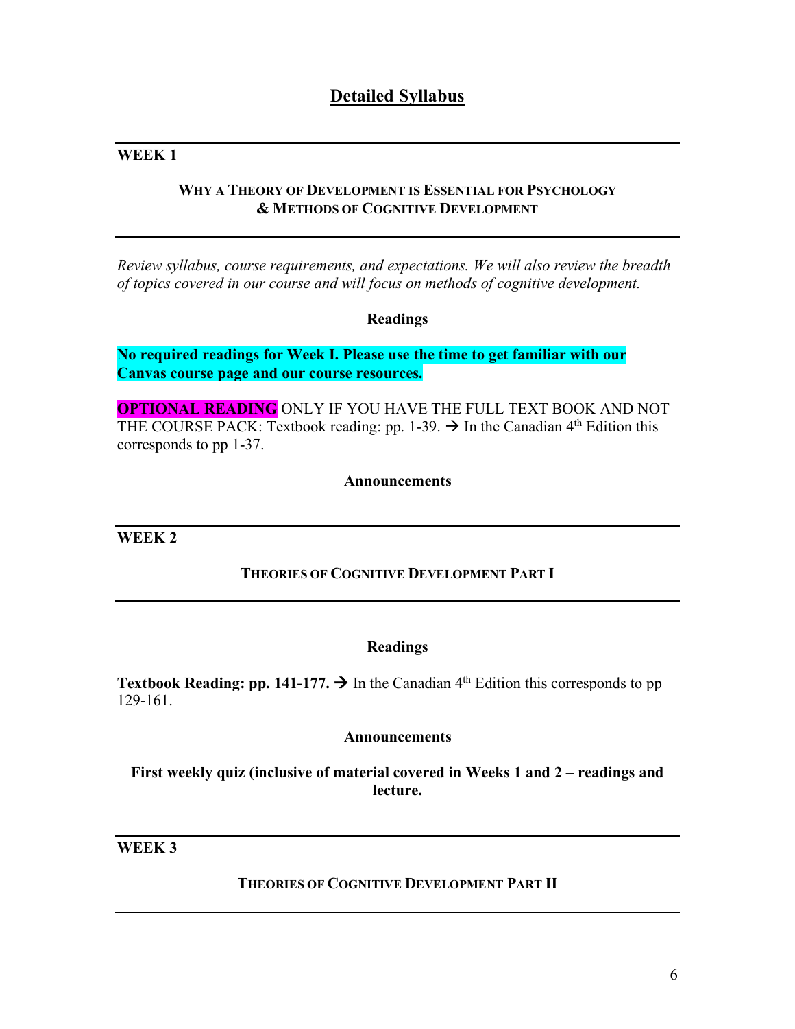# Detailed Syllabus

## WEEK 1

### WHY A THEORY OF DEVELOPMENT IS ESSENTIAL FOR PSYCHOLOGY & METHODS OF COGNITIVE DEVELOPMENT

*Review syllabus, course requirements, and expectations. We will also review the breadth of topics covered in our course and will focus on methods of cognitive development.*

**Readings**

**No required readings for Week I. Please use the time to get familiar with our Canvas course page and our course resources.**

**OPTIONAL READING** ONLY IF YOU HAVE THE FULL TEXT BOOK AND NOT THE COURSE PACK: Textbook reading: pp. 1-39. → In the Canadian 4th Edition this corresponds to pp 1-37.

**Announcements**

## WEEK 2

### THEORIES OF COGNITIVE DEVELOPMENT PART I

**Readings**

**Textbook Reading: pp. 141-177.** → In the Canadian 4th Edition this corresponds to pp 129-161.

**Announcements**

**First weekly quiz (inclusive of material covered in Weeks 1 and 2 – readings and lecture.**

## WEEK 3

### THEORIES OF COGNITIVE DEVELOPMENT PART II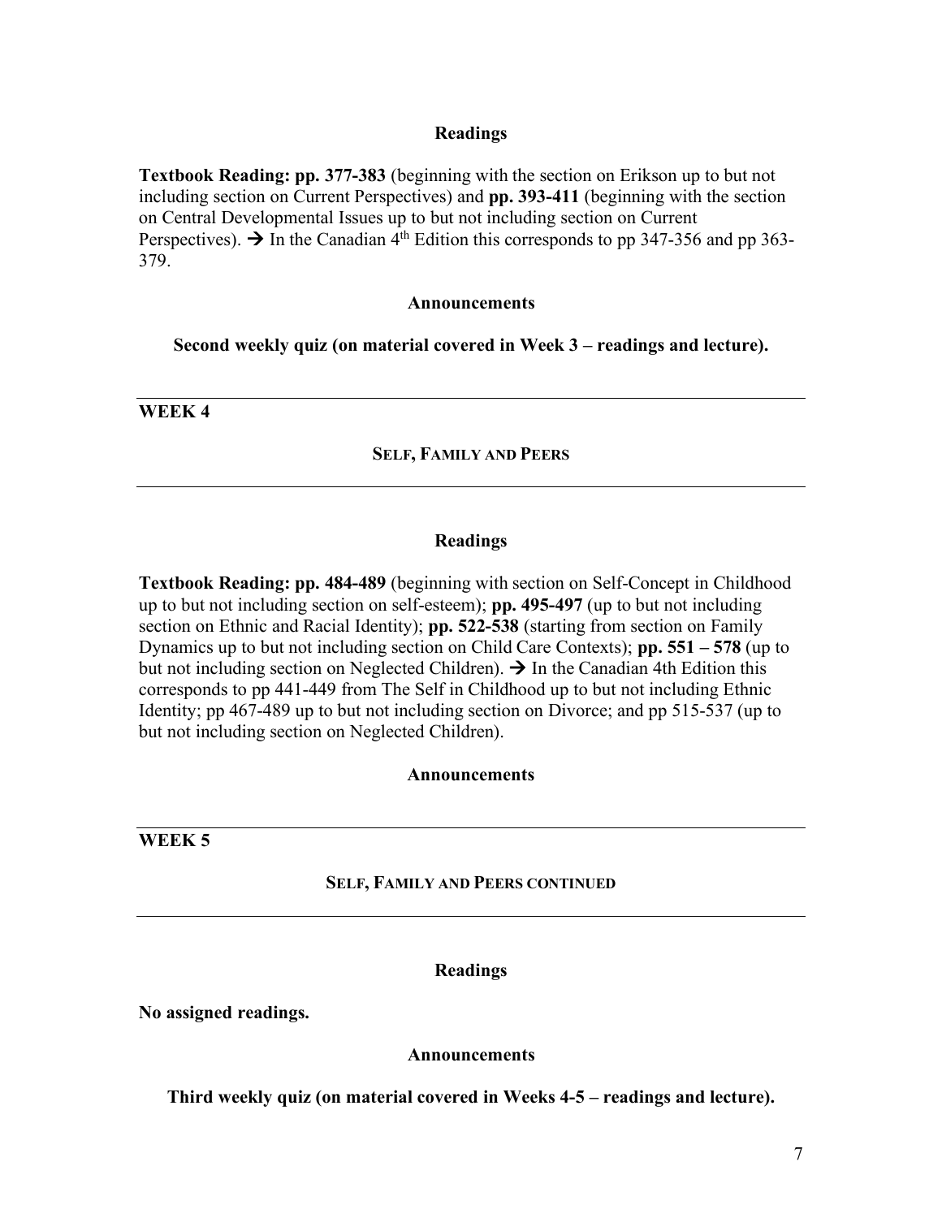### Readings

**Textbook Reading: pp. 377-383** (beginning with the section on Erikson up to but not including section on Current Perspectives) and **pp. 393-411** (beginning with the section on Central Developmental Issues up to but not including section on Current Perspectives). → In the Canadian 4th Edition this corresponds to pp 347-356 and pp 363-379.

### Announcements

**Second weekly quiz (on material covered in Week 3 – readings and lecture).**

---

## WEEK 4

### SELF, FAMILY AND PEERS

---

### Readings

**Textbook Reading: pp. 484-489** (beginning with section on Self-Concept in Childhood up to but not including section on self-esteem); **pp. 495-497** (up to but not including section on Ethnic and Racial Identity); **pp. 522-538** (starting from section on Family Dynamics up to but not including section on Child Care Contexts); **pp. 551 – 578** (up to but not including section on Neglected Children). → In the Canadian 4th Edition this corresponds to pp 441-449 from The Self in Childhood up to but not including Ethnic Identity; pp 467-489 up to but not including section on Divorce; and pp 515-537 (up to but not including section on Neglected Children).

### Announcements

---

## WEEK 5

### SELF, FAMILY AND PEERS CONTINUED

---

### Readings

**No assigned readings.**

### Announcements

**Third weekly quiz (on material covered in Weeks 4-5 – readings and lecture).**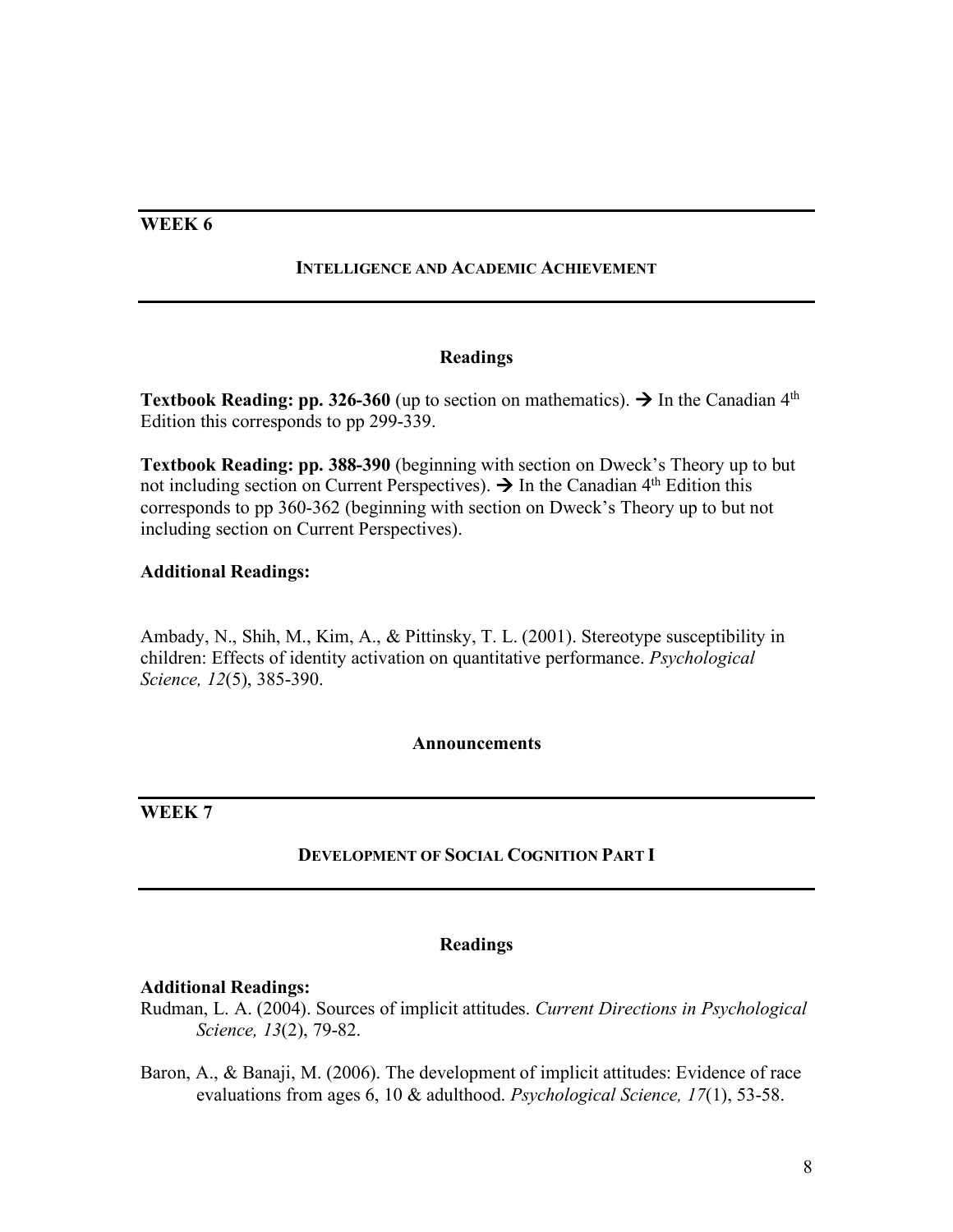## WEEK 6

### INTELLIGENCE AND ACADEMIC ACHIEVEMENT

#### Readings

**Textbook Reading: pp. 326-360** (up to section on mathematics). → In the Canadian 4th Edition this corresponds to pp 299-339.

**Textbook Reading: pp. 388-390** (beginning with section on Dweck's Theory up to but not including section on Current Perspectives). → In the Canadian 4th Edition this corresponds to pp 360-362 (beginning with section on Dweck's Theory up to but not including section on Current Perspectives).

**Additional Readings:**

Ambady, N., Shih, M., Kim, A., & Pittinsky, T. L. (2001). Stereotype susceptibility in children: Effects of identity activation on quantitative performance. *Psychological Science, 12*(5), 385-390.

#### Announcements

## WEEK 7

### DEVELOPMENT OF SOCIAL COGNITION PART I

#### Readings

**Additional Readings:**

Rudman, L. A. (2004). Sources of implicit attitudes. *Current Directions in Psychological Science, 13*(2), 79-82.

Baron, A., & Banaji, M. (2006). The development of implicit attitudes: Evidence of race evaluations from ages 6, 10 & adulthood. *Psychological Science, 17*(1), 53-58.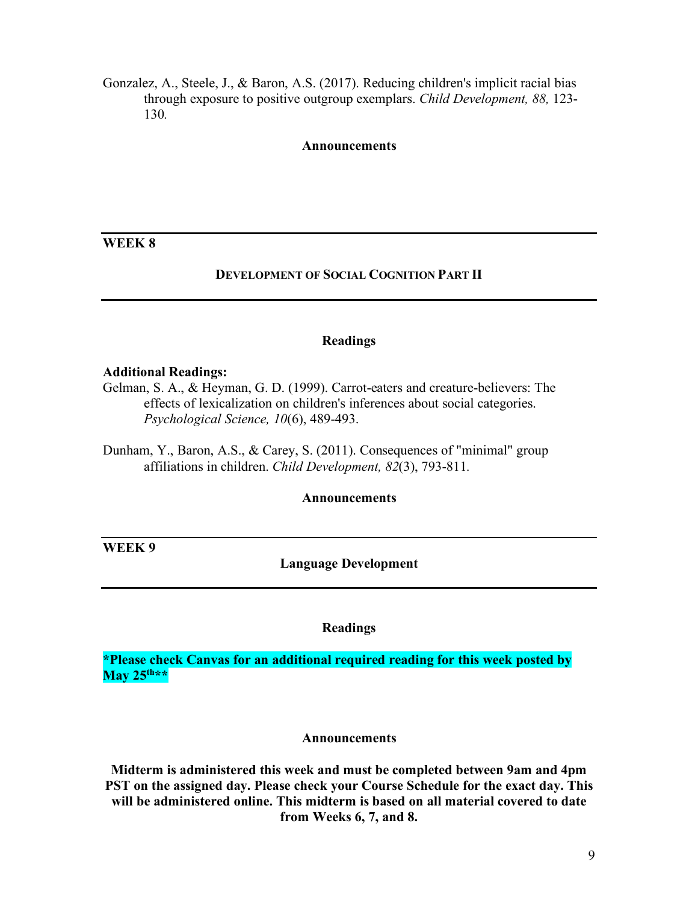Gonzalez, A., Steele, J., & Baron, A.S. (2017). Reducing children's implicit racial bias through exposure to positive outgroup exemplars. *Child Development, 88,* 123-130.

**Announcements**

---

**WEEK 8**

**DEVELOPMENT OF SOCIAL COGNITION PART II**

---

**Readings**

**Additional Readings:**

Gelman, S. A., & Heyman, G. D. (1999). Carrot-eaters and creature-believers: The effects of lexicalization on children's inferences about social categories. *Psychological Science, 10*(6), 489-493.

Dunham, Y., Baron, A.S., & Carey, S. (2011). Consequences of "minimal" group affiliations in children. *Child Development, 82*(3), 793-811.

**Announcements**

---

**WEEK 9**

**Language Development**

---

**Readings**

**\*Please check Canvas for an additional required reading for this week posted by May 25th\*\***

**Announcements**

**Midterm is administered this week and must be completed between 9am and 4pm PST on the assigned day. Please check your Course Schedule for the exact day. This will be administered online. This midterm is based on all material covered to date from Weeks 6, 7, and 8.**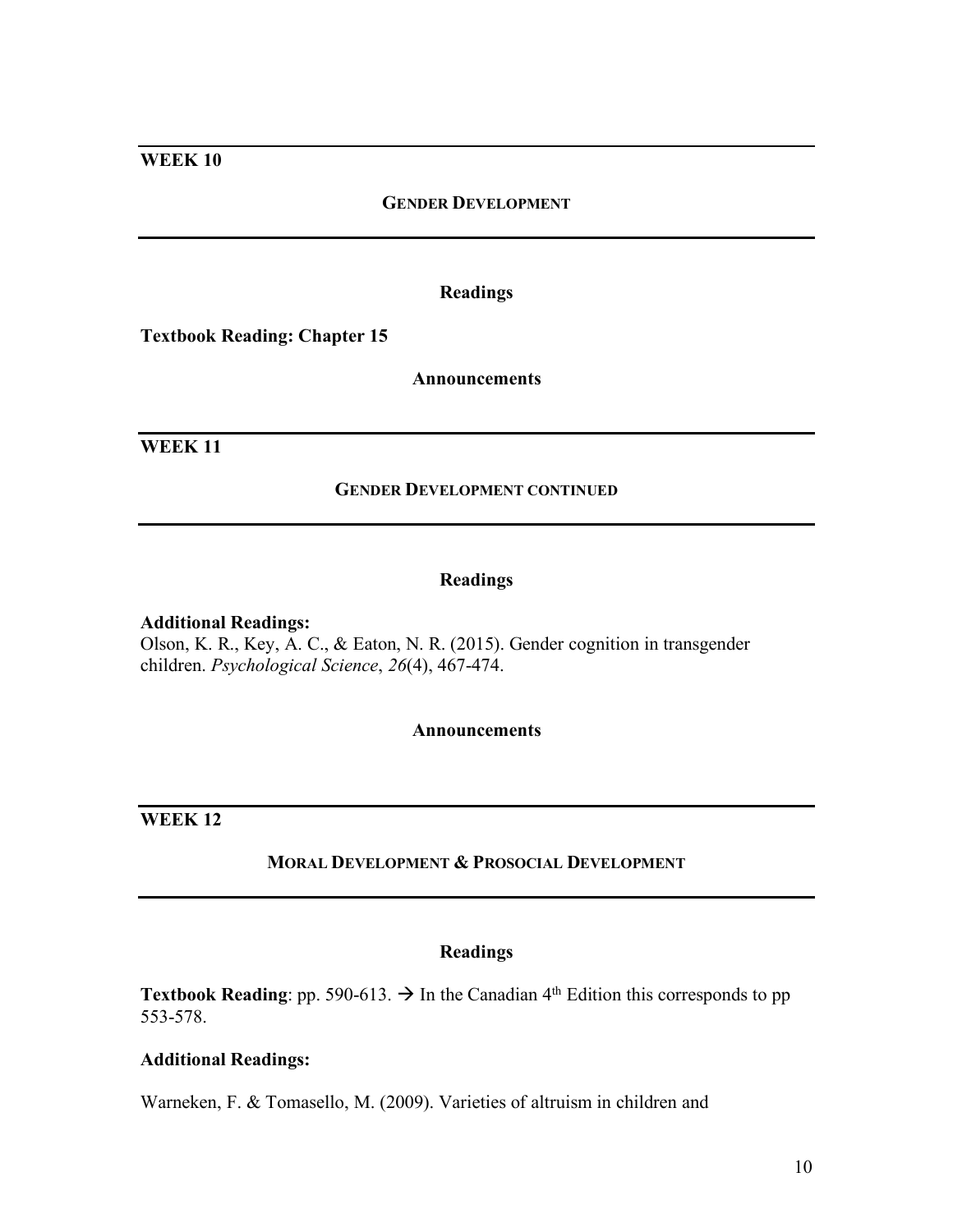## WEEK 10

### GENDER DEVELOPMENT

**Readings**

**Textbook Reading: Chapter 15**

**Announcements**

## WEEK 11

### GENDER DEVELOPMENT CONTINUED

**Readings**

**Additional Readings:**
Olson, K. R., Key, A. C., & Eaton, N. R. (2015). Gender cognition in transgender children. *Psychological Science*, *26*(4), 467-474.

**Announcements**

## WEEK 12

### MORAL DEVELOPMENT & PROSOCIAL DEVELOPMENT

**Readings**

**Textbook Reading**: pp. 590-613. → In the Canadian 4th Edition this corresponds to pp 553-578.

**Additional Readings:**

Warneken, F. & Tomasello, M. (2009). Varieties of altruism in children and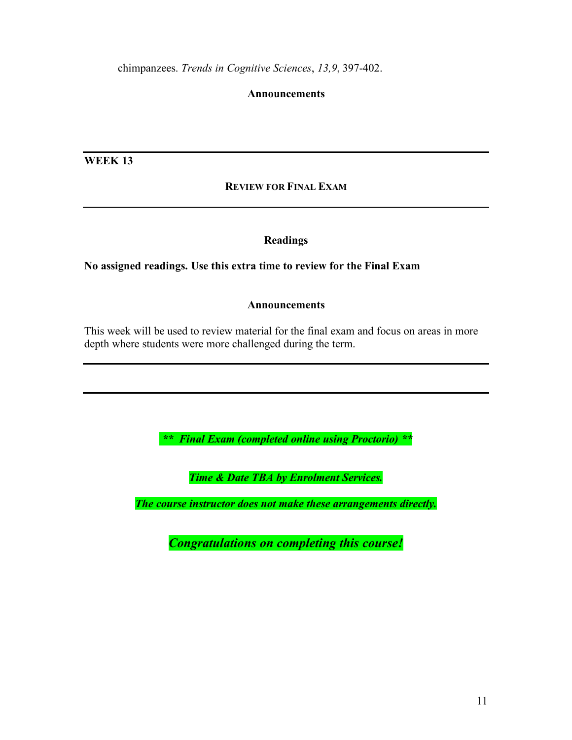chimpanzees. *Trends in Cognitive Sciences*, *13,9*, 397-402.

**Announcements**

---

**WEEK 13**

**REVIEW FOR FINAL EXAM**

---

**Readings**

**No assigned readings. Use this extra time to review for the Final Exam**

**Announcements**

This week will be used to review material for the final exam and focus on areas in more depth where students were more challenged during the term.

---

---

***\*\*  Final Exam (completed online using Proctorio) \*\****

***Time & Date TBA by Enrolment Services.***

***The course instructor does not make these arrangements directly.***

***Congratulations on completing this course!***